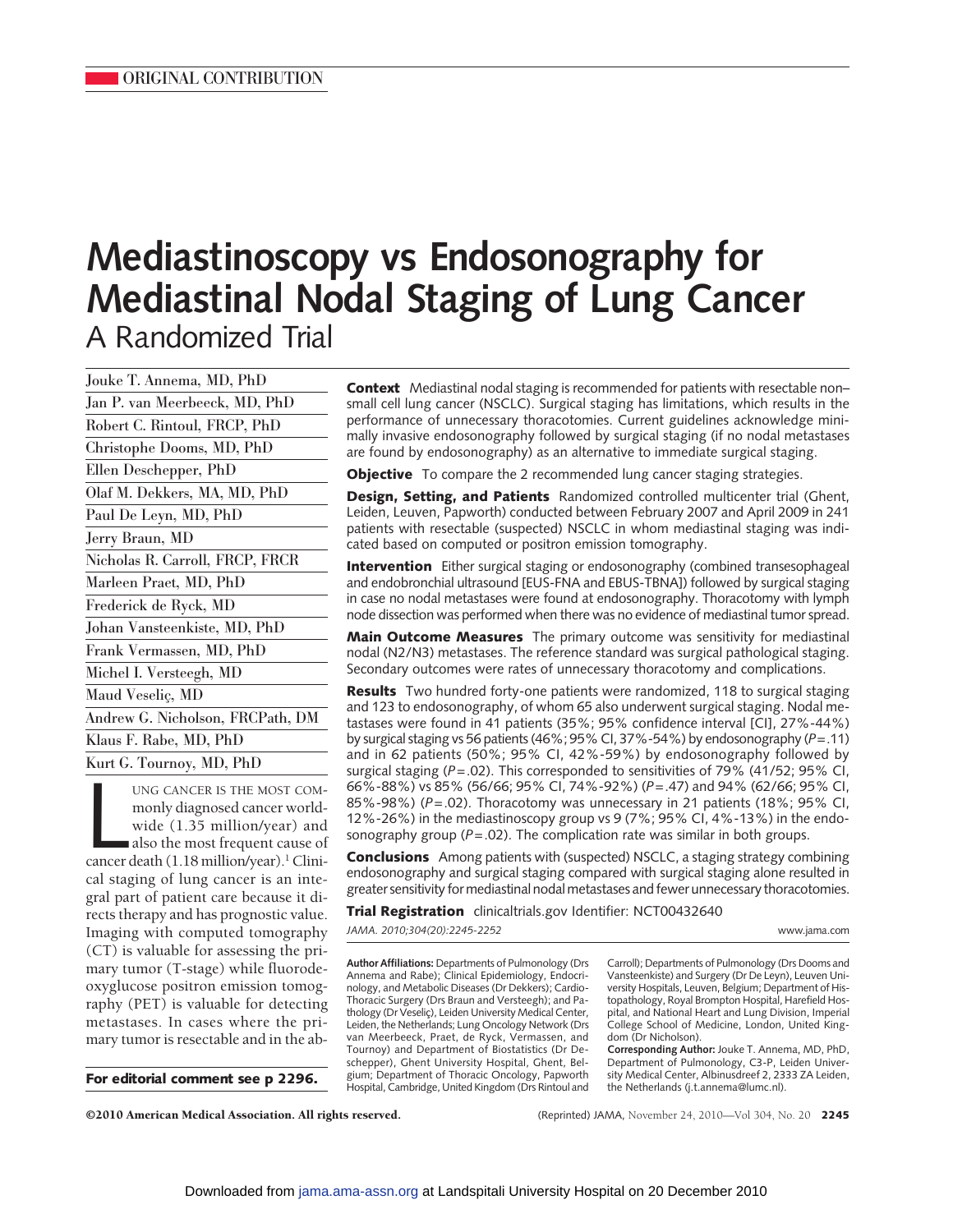ORIGINAL CONTRIBUTION

# Mediastinoscopy vs Endosonography for Mediastinal Nodal Staging of Lung Cancer

## A Randomized Trial

Jouke T. Annema, MD, PhD
Jan P. van Meerbeeck, MD, PhD
Robert C. Rintoul, FRCP, PhD
Christophe Dooms, MD, PhD
Ellen Deschepper, PhD
Olaf M. Dekkers, MA, MD, PhD
Paul De Leyn, MD, PhD
Jerry Braun, MD
Nicholas R. Carroll, FRCP, FRCR
Marleen Praet, MD, PhD
Frederick de Ryck, MD
Johan Vansteenkiste, MD, PhD
Frank Vermassen, MD, PhD
Michel I. Versteegh, MD
Maud Veseliç, MD
Andrew G. Nicholson, FRCPath, DM
Klaus F. Rabe, MD, PhD
Kurt G. Tournoy, MD, PhD

**Context** Mediastinal nodal staging is recommended for patients with resectable non–small cell lung cancer (NSCLC). Surgical staging has limitations, which results in the performance of unnecessary thoracotomies. Current guidelines acknowledge minimally invasive endosonography followed by surgical staging (if no nodal metastases are found by endosonography) as an alternative to immediate surgical staging.

**Objective** To compare the 2 recommended lung cancer staging strategies.

**Design, Setting, and Patients** Randomized controlled multicenter trial (Ghent, Leiden, Leuven, Papworth) conducted between February 2007 and April 2009 in 241 patients with resectable (suspected) NSCLC in whom mediastinal staging was indicated based on computed or positron emission tomography.

**Intervention** Either surgical staging or endosonography (combined transesophageal and endobronchial ultrasound [EUS-FNA and EBUS-TBNA]) followed by surgical staging in case no nodal metastases were found at endosonography. Thoracotomy with lymph node dissection was performed when there was no evidence of mediastinal tumor spread.

**Main Outcome Measures** The primary outcome was sensitivity for mediastinal nodal (N2/N3) metastases. The reference standard was surgical pathological staging. Secondary outcomes were rates of unnecessary thoracotomy and complications.

**Results** Two hundred forty-one patients were randomized, 118 to surgical staging and 123 to endosonography, of whom 65 also underwent surgical staging. Nodal metastases were found in 41 patients (35%; 95% confidence interval [CI], 27%-44%) by surgical staging vs 56 patients (46%; 95% CI, 37%-54%) by endosonography ($P=.11$) and in 62 patients (50%; 95% CI, 42%-59%) by endosonography followed by surgical staging ($P=.02$). This corresponded to sensitivities of 79% (41/52; 95% CI, 66%-88%) vs 85% (56/66; 95% CI, 74%-92%) ($P=.47$) and 94% (62/66; 95% CI, 85%-98%) ($P=.02$). Thoracotomy was unnecessary in 21 patients (18%; 95% CI, 12%-26%) in the mediastinoscopy group vs 9 (7%; 95% CI, 4%-13%) in the endosonography group ($P=.02$). The complication rate was similar in both groups.

**Conclusions** Among patients with (suspected) NSCLC, a staging strategy combining endosonography and surgical staging compared with surgical staging alone resulted in greater sensitivity for mediastinal nodal metastases and fewer unnecessary thoracotomies.

**Trial Registration** clinicaltrials.gov Identifier: NCT00432640

*JAMA. 2010;304(20):2245-2252* www.jama.com

Lung cancer is the most commonly diagnosed cancer worldwide (1.35 million/year) and also the most frequent cause of cancer death (1.18 million/year).[1] Clinical staging of lung cancer is an integral part of patient care because it directs therapy and has prognostic value. Imaging with computed tomography (CT) is valuable for assessing the primary tumor (T-stage) while fluorodeoxyglucose positron emission tomography (PET) is valuable for detecting metastases. In cases where the primary tumor is resectable and in the ab-

**For editorial comment see p 2296.**

**Author Affiliations:** Departments of Pulmonology (Drs Annema and Rabe); Clinical Epidemiology, Endocrinology, and Metabolic Diseases (Dr Dekkers); Cardio-Thoracic Surgery (Drs Braun and Versteegh); and Pathology (Dr Veseliç), Leiden University Medical Center, Leiden, the Netherlands; Lung Oncology Network (Drs van Meerbeeck, Praet, de Ryck, Vermassen, and Tournoy) and Department of Biostatistics (Dr Deschepper), Ghent University Hospital, Ghent, Belgium; Department of Thoracic Oncology, Papworth Hospital, Cambridge, United Kingdom (Drs Rintoul and Carroll); Departments of Pulmonology (Drs Dooms and Vansteenkiste) and Surgery (Dr De Leyn), Leuven University Hospitals, Leuven, Belgium; Department of Histopathology, Royal Brompton Hospital, Harefield Hospital, and National Heart and Lung Division, Imperial College School of Medicine, London, United Kingdom (Dr Nicholson).

**Corresponding Author:** Jouke T. Annema, MD, PhD, Department of Pulmonology, C3-P, Leiden University Medical Center, Albinusdreef 2, 2333 ZA Leiden, the Netherlands (j.t.annema@lumc.nl).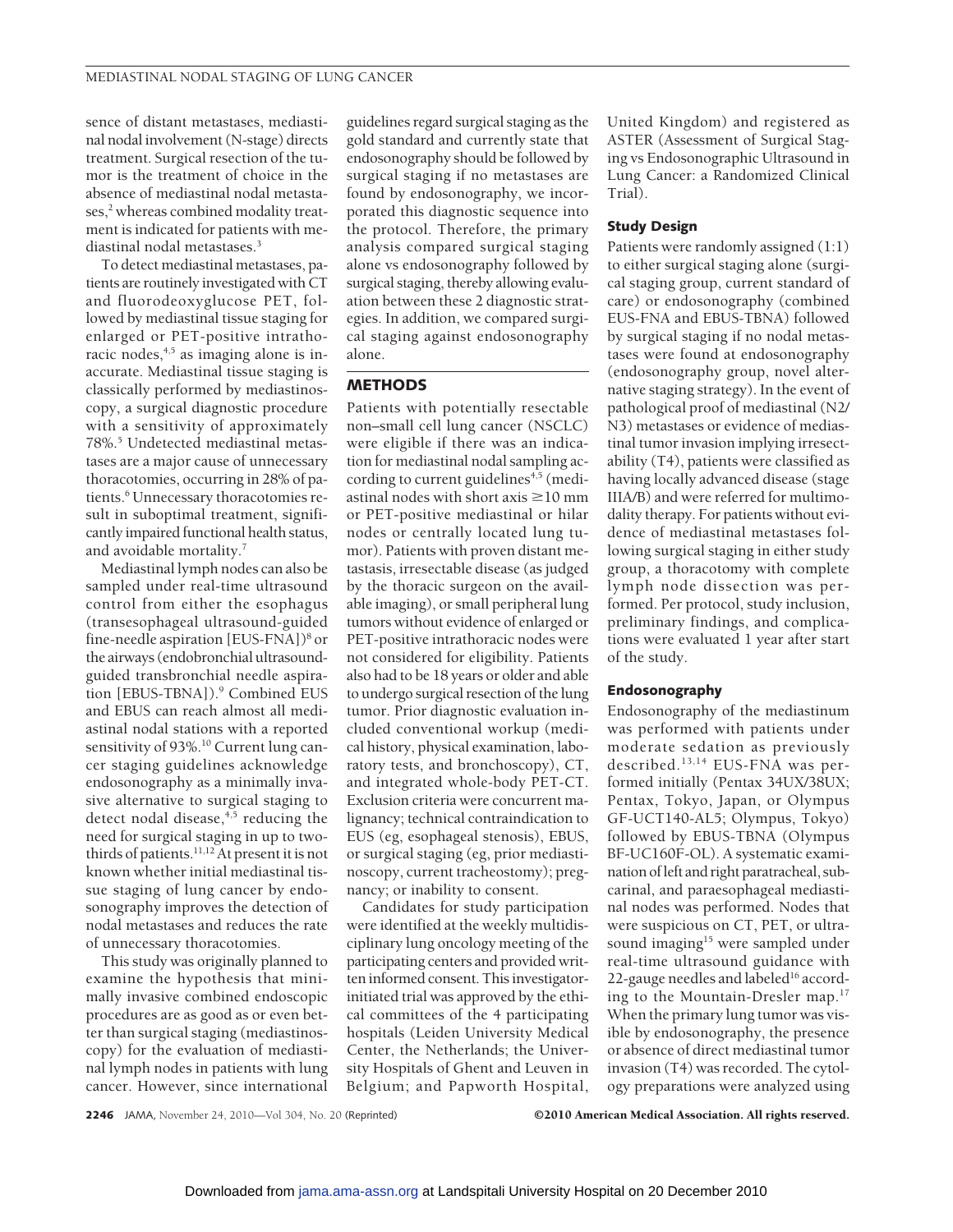sence of distant metastases, mediastinal nodal involvement (N-stage) directs treatment. Surgical resection of the tumor is the treatment of choice in the absence of mediastinal nodal metastases,[2] whereas combined modality treatment is indicated for patients with mediastinal nodal metastases.[3]

To detect mediastinal metastases, patients are routinely investigated with CT and fluorodeoxyglucose PET, followed by mediastinal tissue staging for enlarged or PET-positive intrathoracic nodes,[4,5] as imaging alone is inaccurate. Mediastinal tissue staging is classically performed by mediastinoscopy, a surgical diagnostic procedure with a sensitivity of approximately 78%.[5] Undetected mediastinal metastases are a major cause of unnecessary thoracotomies, occurring in 28% of patients.[6] Unnecessary thoracotomies result in suboptimal treatment, significantly impaired functional health status, and avoidable mortality.[7]

Mediastinal lymph nodes can also be sampled under real-time ultrasound control from either the esophagus (transesophageal ultrasound-guided fine-needle aspiration [EUS-FNA])[8] or the airways (endobronchial ultrasound-guided transbronchial needle aspiration [EBUS-TBNA]).[9] Combined EUS and EBUS can reach almost all mediastinal nodal stations with a reported sensitivity of 93%.[10] Current lung cancer staging guidelines acknowledge endosonography as a minimally invasive alternative to surgical staging to detect nodal disease,[4,5] reducing the need for surgical staging in up to two-thirds of patients.[11,12] At present it is not known whether initial mediastinal tissue staging of lung cancer by endosonography improves the detection of nodal metastases and reduces the rate of unnecessary thoracotomies.

This study was originally planned to examine the hypothesis that minimally invasive combined endoscopic procedures are as good as or even better than surgical staging (mediastinoscopy) for the evaluation of mediastinal lymph nodes in patients with lung cancer. However, since international guidelines regard surgical staging as the gold standard and currently state that endosonography should be followed by surgical staging if no metastases are found by endosonography, we incorporated this diagnostic sequence into the protocol. Therefore, the primary analysis compared surgical staging alone vs endosonography followed by surgical staging, thereby allowing evaluation between these 2 diagnostic strategies. In addition, we compared surgical staging against endosonography alone.

## METHODS

Patients with potentially resectable non–small cell lung cancer (NSCLC) were eligible if there was an indication for mediastinal nodal sampling according to current guidelines[4,5] (mediastinal nodes with short axis $\geq$10 mm or PET-positive mediastinal or hilar nodes or centrally located lung tumor). Patients with proven distant metastasis, irresectable disease (as judged by the thoracic surgeon on the available imaging), or small peripheral lung tumors without evidence of enlarged or PET-positive intrathoracic nodes were not considered for eligibility. Patients also had to be 18 years or older and able to undergo surgical resection of the lung tumor. Prior diagnostic evaluation included conventional workup (medical history, physical examination, laboratory tests, and bronchoscopy), CT, and integrated whole-body PET-CT. Exclusion criteria were concurrent malignancy; technical contraindication to EUS (eg, esophageal stenosis), EBUS, or surgical staging (eg, prior mediastinoscopy, current tracheostomy); pregnancy; or inability to consent.

Candidates for study participation were identified at the weekly multidisciplinary lung oncology meeting of the participating centers and provided written informed consent. This investigator-initiated trial was approved by the ethical committees of the 4 participating hospitals (Leiden University Medical Center, the Netherlands; the University Hospitals of Ghent and Leuven in Belgium; and Papworth Hospital, United Kingdom) and registered as ASTER (Assessment of Surgical Staging vs Endosonographic Ultrasound in Lung Cancer: a Randomized Clinical Trial).

### Study Design

Patients were randomly assigned (1:1) to either surgical staging alone (surgical staging group, current standard of care) or endosonography (combined EUS-FNA and EBUS-TBNA) followed by surgical staging if no nodal metastases were found at endosonography (endosonography group, novel alternative staging strategy). In the event of pathological proof of mediastinal (N2/N3) metastases or evidence of mediastinal tumor invasion implying irresectability (T4), patients were classified as having locally advanced disease (stage IIIA/B) and were referred for multimodality therapy. For patients without evidence of mediastinal metastases following surgical staging in either study group, a thoracotomy with complete lymph node dissection was performed. Per protocol, study inclusion, preliminary findings, and complications were evaluated 1 year after start of the study.

### Endosonography

Endosonography of the mediastinum was performed with patients under moderate sedation as previously described.[13,14] EUS-FNA was performed initially (Pentax 34UX/38UX; Pentax, Tokyo, Japan, or Olympus GF-UCT140-AL5; Olympus, Tokyo) followed by EBUS-TBNA (Olympus BF-UC160F-OL). A systematic examination of left and right paratracheal, subcarinal, and paraesophageal mediastinal nodes was performed. Nodes that were suspicious on CT, PET, or ultrasound imaging[15] were sampled under real-time ultrasound guidance with 22-gauge needles and labeled[16] according to the Mountain-Dresler map.[17] When the primary lung tumor was visible by endosonography, the presence or absence of direct mediastinal tumor invasion (T4) was recorded. The cytology preparations were analyzed using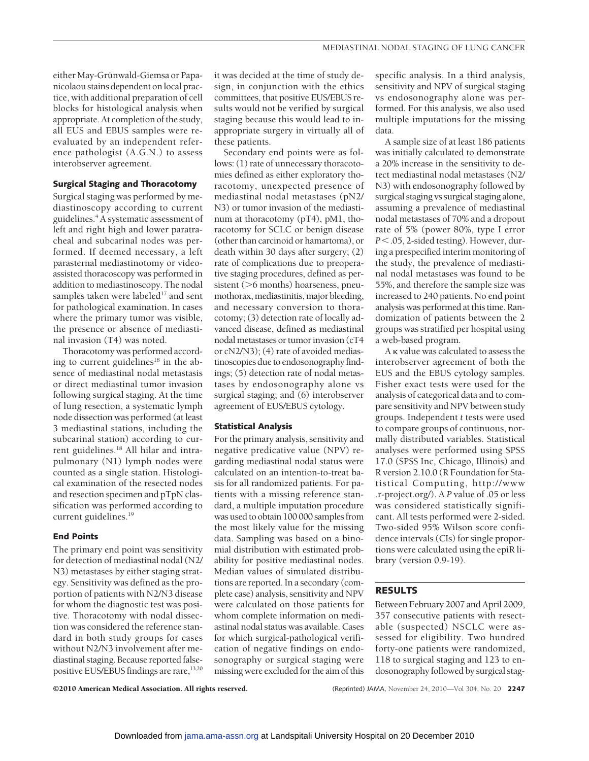either May-Grünwald-Giemsa or Papanicolaou stains dependent on local practice, with additional preparation of cell blocks for histological analysis when appropriate. At completion of the study, all EUS and EBUS samples were reevaluated by an independent reference pathologist (A.G.N.) to assess interobserver agreement.

### Surgical Staging and Thoracotomy

Surgical staging was performed by mediastinoscopy according to current guidelines.[4] A systematic assessment of left and right high and lower paratracheal and subcarinal nodes was performed. If deemed necessary, a left parasternal mediastinotomy or video-assisted thoracoscopy was performed in addition to mediastinoscopy. The nodal samples taken were labeled[17] and sent for pathological examination. In cases where the primary tumor was visible, the presence or absence of mediastinal invasion (T4) was noted.

Thoracotomy was performed according to current guidelines[18] in the absence of mediastinal nodal metastasis or direct mediastinal tumor invasion following surgical staging. At the time of lung resection, a systematic lymph node dissection was performed (at least 3 mediastinal stations, including the subcarinal station) according to current guidelines.[18] All hilar and intrapulmonary (N1) lymph nodes were counted as a single station. Histological examination of the resected nodes and resection specimen and pTpN classification was performed according to current guidelines.[19]

### End Points

The primary end point was sensitivity for detection of mediastinal nodal (N2/N3) metastases by either staging strategy. Sensitivity was defined as the proportion of patients with N2/N3 disease for whom the diagnostic test was positive. Thoracotomy with nodal dissection was considered the reference standard in both study groups for cases without N2/N3 involvement after mediastinal staging. Because reported false-positive EUS/EBUS findings are rare,[13,20] it was decided at the time of study design, in conjunction with the ethics committees, that positive EUS/EBUS results would not be verified by surgical staging because this would lead to inappropriate surgery in virtually all of these patients.

Secondary end points were as follows: (1) rate of unnecessary thoracotomies defined as either exploratory thoracotomy, unexpected presence of mediastinal nodal metastases (pN2/N3) or tumor invasion of the mediastinum at thoracotomy (pT4), pM1, thoracotomy for SCLC or benign disease (other than carcinoid or hamartoma), or death within 30 days after surgery; (2) rate of complications due to preoperative staging procedures, defined as persistent (>6 months) hoarseness, pneumothorax, mediastinitis, major bleeding, and necessary conversion to thoracotomy; (3) detection rate of locally advanced disease, defined as mediastinal nodal metastases or tumor invasion (cT4 or cN2/N3); (4) rate of avoided mediastinoscopies due to endosonography findings; (5) detection rate of nodal metastases by endosonography alone vs surgical staging; and (6) interobserver agreement of EUS/EBUS cytology.

### Statistical Analysis

For the primary analysis, sensitivity and negative predicative value (NPV) regarding mediastinal nodal status were calculated on an intention-to-treat basis for all randomized patients. For patients with a missing reference standard, a multiple imputation procedure was used to obtain 100 000 samples from the most likely value for the missing data. Sampling was based on a binomial distribution with estimated probability for positive mediastinal nodes. Median values of simulated distributions are reported. In a secondary (complete case) analysis, sensitivity and NPV were calculated on those patients for whom complete information on mediastinal nodal status was available. Cases for which surgical-pathological verification of negative findings on endosonography or surgical staging were missing were excluded for the aim of this specific analysis. In a third analysis, sensitivity and NPV of surgical staging vs endosonography alone was performed. For this analysis, we also used multiple imputations for the missing data.

A sample size of at least 186 patients was initially calculated to demonstrate a 20% increase in the sensitivity to detect mediastinal nodal metastases (N2/N3) with endosonography followed by surgical staging vs surgical staging alone, assuming a prevalence of mediastinal nodal metastases of 70% and a dropout rate of 5% (power 80%, type I error $P<.05$, 2-sided testing). However, during a prespecified interim monitoring of the study, the prevalence of mediastinal nodal metastases was found to be 55%, and therefore the sample size was increased to 240 patients. No end point analysis was performed at this time. Randomization of patients between the 2 groups was stratified per hospital using a web-based program.

A $\kappa$ value was calculated to assess the interobserver agreement of both the EUS and the EBUS cytology samples. Fisher exact tests were used for the analysis of categorical data and to compare sensitivity and NPV between study groups. Independent $t$ tests were used to compare groups of continuous, normally distributed variables. Statistical analyses were performed using SPSS 17.0 (SPSS Inc, Chicago, Illinois) and R version 2.10.0 (R Foundation for Statistical Computing, http://www.r-project.org/). A $P$ value of .05 or less was considered statistically significant. All tests performed were 2-sided. Two-sided 95% Wilson score confidence intervals (CIs) for single proportions were calculated using the epiR library (version 0.9-19).

## RESULTS

Between February 2007 and April 2009, 357 consecutive patients with resectable (suspected) NSCLC were assessed for eligibility. Two hundred forty-one patients were randomized, 118 to surgical staging and 123 to endosonography followed by surgical stag-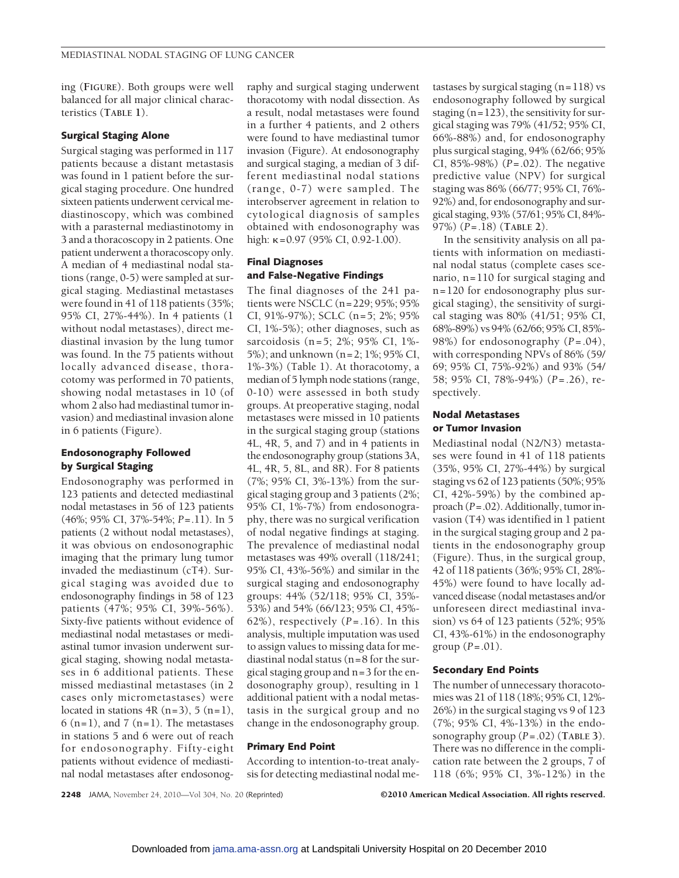ing (FIGURE). Both groups were well balanced for all major clinical characteristics (TABLE 1).

### Surgical Staging Alone

Surgical staging was performed in 117 patients because a distant metastasis was found in 1 patient before the surgical staging procedure. One hundred sixteen patients underwent cervical mediastinoscopy, which was combined with a parasternal mediastinotomy in 3 and a thoracoscopy in 2 patients. One patient underwent a thoracoscopy only. A median of 4 mediastinal nodal stations (range, 0-5) were sampled at surgical staging. Mediastinal metastases were found in 41 of 118 patients (35%; 95% CI, 27%-44%). In 4 patients (1 without nodal metastases), direct mediastinal invasion by the lung tumor was found. In the 75 patients without locally advanced disease, thoracotomy was performed in 70 patients, showing nodal metastases in 10 (of whom 2 also had mediastinal tumor invasion) and mediastinal invasion alone in 6 patients (Figure).

### Endosonography Followed by Surgical Staging

Endosonography was performed in 123 patients and detected mediastinal nodal metastases in 56 of 123 patients (46%; 95% CI, 37%-54%; $P = .11$). In 5 patients (2 without nodal metastases), it was obvious on endosonographic imaging that the primary lung tumor invaded the mediastinum (cT4). Surgical staging was avoided due to endosonography findings in 58 of 123 patients (47%; 95% CI, 39%-56%). Sixty-five patients without evidence of mediastinal nodal metastases or mediastinal tumor invasion underwent surgical staging, showing nodal metastases in 6 additional patients. These missed mediastinal metastases (in 2 cases only micrometastases) were located in stations 4R (n=3), 5 (n=1), 6 (n=1), and 7 (n=1). The metastases in stations 5 and 6 were out of reach for endosonography. Fifty-eight patients without evidence of mediastinal nodal metastases after endosonography and surgical staging underwent thoracotomy with nodal dissection. As a result, nodal metastases were found in a further 4 patients, and 2 others were found to have mediastinal tumor invasion (Figure). At endosonography and surgical staging, a median of 3 different mediastinal nodal stations (range, 0-7) were sampled. The interobserver agreement in relation to cytological diagnosis of samples obtained with endosonography was high: $\kappa = 0.97$ (95% CI, 0.92-1.00).

### Final Diagnoses and False-Negative Findings

The final diagnoses of the 241 patients were NSCLC (n=229; 95%; 95% CI, 91%-97%); SCLC (n=5; 2%; 95% CI, 1%-5%); other diagnoses, such as sarcoidosis (n=5; 2%; 95% CI, 1%-5%); and unknown (n=2; 1%; 95% CI, 1%-3%) (Table 1). At thoracotomy, a median of 5 lymph node stations (range, 0-10) were assessed in both study groups. At preoperative staging, nodal metastases were missed in 10 patients in the surgical staging group (stations 4L, 4R, 5, and 7) and in 4 patients in the endosonography group (stations 3A, 4L, 4R, 5, 8L, and 8R). For 8 patients (7%; 95% CI, 3%-13%) from the surgical staging group and 3 patients (2%; 95% CI, 1%-7%) from endosonography, there was no surgical verification of nodal negative findings at staging. The prevalence of mediastinal nodal metastases was 49% overall (118/241; 95% CI, 43%-56%) and similar in the surgical staging and endosonography groups: 44% (52/118; 95% CI, 35%-53%) and 54% (66/123; 95% CI, 45%-62%), respectively ($P = .16$). In this analysis, multiple imputation was used to assign values to missing data for mediastinal nodal status (n=8 for the surgical staging group and n=3 for the endosonography group), resulting in 1 additional patient with a nodal metastasis in the surgical group and no change in the endosonography group.

### Primary End Point

According to intention-to-treat analysis for detecting mediastinal nodal metastases by surgical staging (n=118) vs endosonography followed by surgical staging (n=123), the sensitivity for surgical staging was 79% (41/52; 95% CI, 66%-88%) and, for endosonography plus surgical staging, 94% (62/66; 95% CI, 85%-98%) ($P = .02$). The negative predictive value (NPV) for surgical staging was 86% (66/77; 95% CI, 76%-92%) and, for endosonography and surgical staging, 93% (57/61; 95% CI, 84%-97%) ($P = .18$) (TABLE 2).

In the sensitivity analysis on all patients with information on mediastinal nodal status (complete cases scenario, n=110 for surgical staging and n=120 for endosonography plus surgical staging), the sensitivity of surgical staging was 80% (41/51; 95% CI, 68%-89%) vs 94% (62/66; 95% CI, 85%-98%) for endosonography ($P = .04$), with corresponding NPVs of 86% (59/69; 95% CI, 75%-92%) and 93% (54/58; 95% CI, 78%-94%) ($P = .26$), respectively.

### Nodal Metastases or Tumor Invasion

Mediastinal nodal (N2/N3) metastases were found in 41 of 118 patients (35%, 95% CI, 27%-44%) by surgical staging vs 62 of 123 patients (50%; 95% CI, 42%-59%) by the combined approach ($P = .02$). Additionally, tumor invasion (T4) was identified in 1 patient in the surgical staging group and 2 patients in the endosonography group (Figure). Thus, in the surgical group, 42 of 118 patients (36%; 95% CI, 28%-45%) were found to have locally advanced disease (nodal metastases and/or unforeseen direct mediastinal invasion) vs 64 of 123 patients (52%; 95% CI, 43%-61%) in the endosonography group ($P = .01$).

### Secondary End Points

The number of unnecessary thoracotomies was 21 of 118 (18%; 95% CI, 12%-26%) in the surgical staging vs 9 of 123 (7%; 95% CI, 4%-13%) in the endosonography group ($P = .02$) (TABLE 3). There was no difference in the complication rate between the 2 groups, 7 of 118 (6%; 95% CI, 3%-12%) in the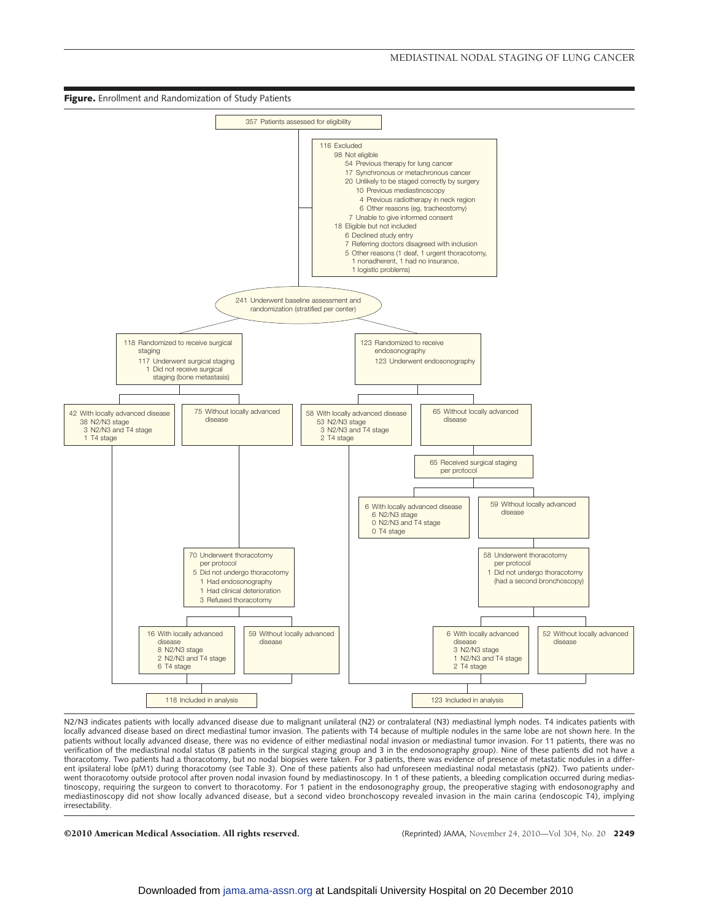**Figure.** Enrollment and Randomization of Study Patients

357 Patients assessed for eligibility

116 Excluded
- 98 Not eligible
  - 54 Previous therapy for lung cancer
  - 17 Synchronous or metachronous cancer
  - 20 Unlikely to be staged correctly by surgery
    - 10 Previous mediastinoscopy
    - 4 Previous radiotherapy in neck region
    - 6 Other reasons (eg, tracheostomy)
  - 7 Unable to give informed consent
- 18 Eligible but not included
  - 6 Declined study entry
  - 7 Referring doctors disagreed with inclusion
  - 5 Other reasons (1 deaf, 1 urgent thoracotomy, 1 nonadherent, 1 had no insurance, 1 logistic problems)

241 Underwent baseline assessment and randomization (stratified per center)

**Surgical staging arm**

118 Randomized to receive surgical staging
- 117 Underwent surgical staging
- 1 Did not receive surgical staging (bone metastasis)

42 With locally advanced disease
- 38 N2/N3 stage
- 3 N2/N3 and T4 stage
- 1 T4 stage

75 Without locally advanced disease

70 Underwent thoracotomy per protocol
- 5 Did not undergo thoracotomy
  - 1 Had endosonography
  - 1 Had clinical deterioration
  - 3 Refused thoracotomy

16 With locally advanced disease
- 8 N2/N3 stage
- 2 N2/N3 and T4 stage
- 6 T4 stage

59 Without locally advanced disease

118 Included in analysis

**Endosonography arm**

123 Randomized to receive endosonography
- 123 Underwent endosonography

58 With locally advanced disease
- 53 N2/N3 stage
- 3 N2/N3 and T4 stage
- 2 T4 stage

65 Without locally advanced disease

65 Received surgical staging per protocol

6 With locally advanced disease
- 6 N2/N3 stage
- 0 N2/N3 and T4 stage
- 0 T4 stage

59 Without locally advanced disease

58 Underwent thoracotomy per protocol
- 1 Did not undergo thoracotomy (had a second bronchoscopy)

6 With locally advanced disease
- 3 N2/N3 stage
- 1 N2/N3 and T4 stage
- 2 T4 stage

52 Without locally advanced disease

123 Included in analysis

N2/N3 indicates patients with locally advanced disease due to malignant unilateral (N2) or contralateral (N3) mediastinal lymph nodes. T4 indicates patients with locally advanced disease based on direct mediastinal tumor invasion. The patients with T4 because of multiple nodules in the same lobe are not shown here. In the patients without locally advanced disease, there was no evidence of either mediastinal nodal invasion or mediastinal tumor invasion. For 11 patients, there was no verification of the mediastinal nodal status (8 patients in the surgical staging group and 3 in the endosonography group). Nine of these patients did not have a thoracotomy. Two patients had a thoracotomy, but no nodal biopsies were taken. For 3 patients, there was evidence of presence of metastatic nodules in a different ipsilateral lobe (pM1) during thoracotomy (see Table 3). One of these patients also had unforeseen mediastinal nodal metastasis (pN2). Two patients underwent thoracotomy outside protocol after proven nodal invasion found by mediastinoscopy. In 1 of these patients, a bleeding complication occurred during mediastinoscopy, requiring the surgeon to convert to thoracotomy. For 1 patient in the endosonography group, the preoperative staging with endosonography and mediastinoscopy did not show locally advanced disease, but a second video bronchoscopy revealed invasion in the main carina (endoscopic T4), implying irresectability.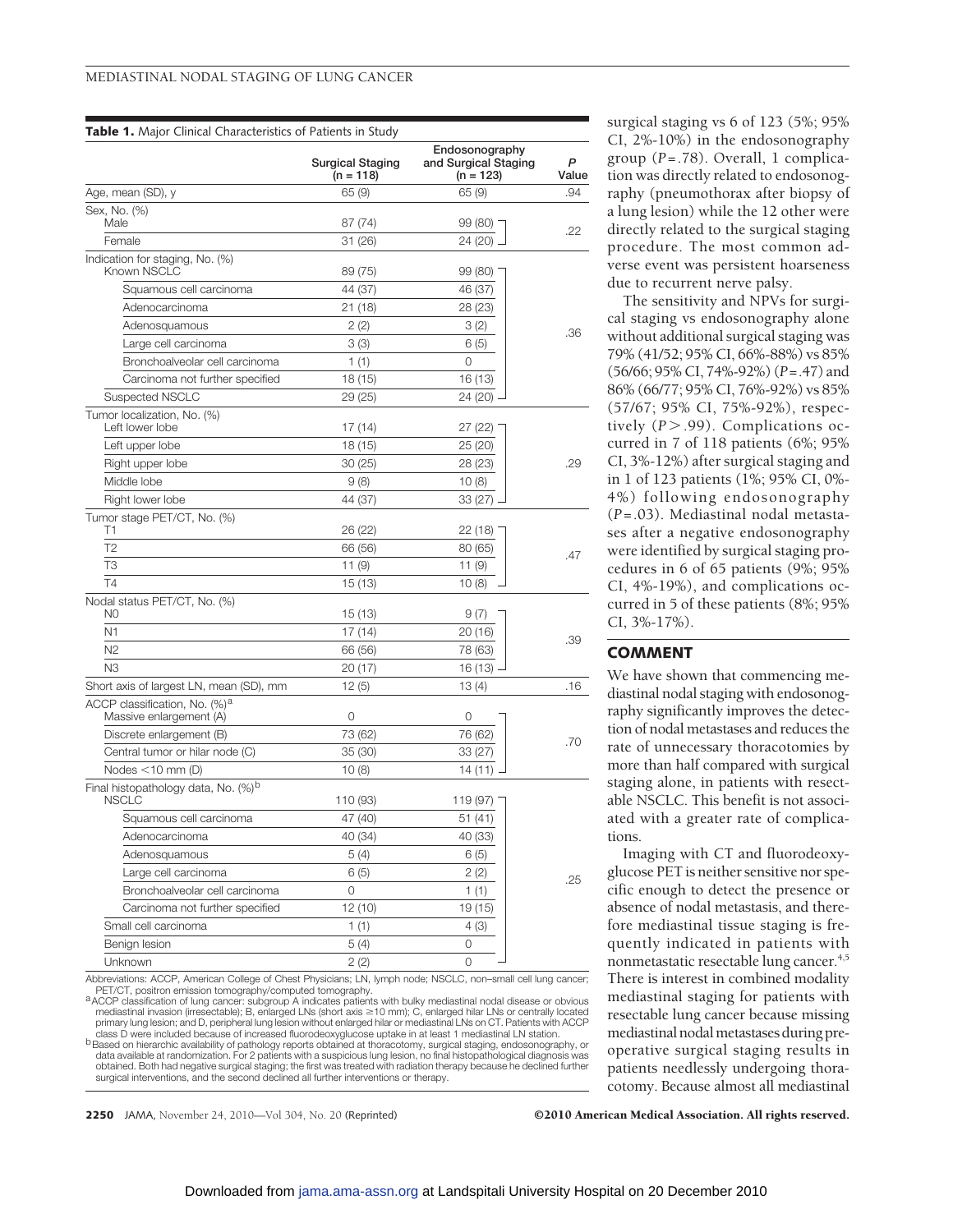**Table 1.** Major Clinical Characteristics of Patients in Study

| | Surgical Staging (n = 118) | Endosonography and Surgical Staging (n = 123) | *P* Value |
|---|---|---|---|
| Age, mean (SD), y | 65 (9) | 65 (9) | .94 |
| Sex, No. (%) | | | |
| Male | 87 (74) | 99 (80) | .22 |
| Female | 31 (26) | 24 (20) | |
| Indication for staging, No. (%) | | | |
| Known NSCLC | 89 (75) | 99 (80) | .36 |
| Squamous cell carcinoma | 44 (37) | 46 (37) | |
| Adenocarcinoma | 21 (18) | 28 (23) | |
| Adenosquamous | 2 (2) | 3 (2) | |
| Large cell carcinoma | 3 (3) | 6 (5) | |
| Bronchoalveolar cell carcinoma | 1 (1) | 0 | |
| Carcinoma not further specified | 18 (15) | 16 (13) | |
| Suspected NSCLC | 29 (25) | 24 (20) | |
| Tumor localization, No. (%) | | | |
| Left lower lobe | 17 (14) | 27 (22) | .29 |
| Left upper lobe | 18 (15) | 25 (20) | |
| Right upper lobe | 30 (25) | 28 (23) | |
| Middle lobe | 9 (8) | 10 (8) | |
| Right lower lobe | 44 (37) | 33 (27) | |
| Tumor stage PET/CT, No. (%) | | | |
| T1 | 26 (22) | 22 (18) | .47 |
| T2 | 66 (56) | 80 (65) | |
| T3 | 11 (9) | 11 (9) | |
| T4 | 15 (13) | 10 (8) | |
| Nodal status PET/CT, No. (%) | | | |
| N0 | 15 (13) | 9 (7) | .39 |
| N1 | 17 (14) | 20 (16) | |
| N2 | 66 (56) | 78 (63) | |
| N3 | 20 (17) | 16 (13) | |
| Short axis of largest LN, mean (SD), mm | 12 (5) | 13 (4) | .16 |
| ACCP classification, No. (%)[a] | | | |
| Massive enlargement (A) | 0 | 0 | .70 |
| Discrete enlargement (B) | 73 (62) | 76 (62) | |
| Central tumor or hilar node (C) | 35 (30) | 33 (27) | |
| Nodes <10 mm (D) | 10 (8) | 14 (11) | |
| Final histopathology data, No. (%)[b] | | | |
| NSCLC | 110 (93) | 119 (97) | .25 |
| Squamous cell carcinoma | 47 (40) | 51 (41) | |
| Adenocarcinoma | 40 (34) | 40 (33) | |
| Adenosquamous | 5 (4) | 6 (5) | |
| Large cell carcinoma | 6 (5) | 2 (2) | |
| Bronchoalveolar cell carcinoma | 0 | 1 (1) | |
| Carcinoma not further specified | 12 (10) | 19 (15) | |
| Small cell carcinoma | 1 (1) | 4 (3) | |
| Benign lesion | 5 (4) | 0 | |
| Unknown | 2 (2) | 0 | |

Abbreviations: ACCP, American College of Chest Physicians; LN, lymph node; NSCLC, non–small cell lung cancer; PET/CT, positron emission tomography/computed tomography.

[a] ACCP classification of lung cancer: subgroup A indicates patients with bulky mediastinal nodal disease or obvious mediastinal invasion (irresectable); B, enlarged LNs (short axis ≥10 mm); C, enlarged hilar LNs or centrally located primary lung lesion; and D, peripheral lung lesion without enlarged hilar or mediastinal LNs on CT. Patients with ACCP class D were included because of increased fluorodeoxyglucose uptake in at least 1 mediastinal LN station.

[b] Based on hierarchic availability of pathology reports obtained at thoracotomy, surgical staging, endosonography, or data available at randomization. For 2 patients with a suspicious lung lesion, no final histopathological diagnosis was obtained. Both had negative surgical staging; the first was treated with radiation therapy because he declined further surgical interventions, and the second declined all further interventions or therapy.

surgical staging vs 6 of 123 (5%; 95% CI, 2%-10%) in the endosonography group (*P*=.78). Overall, 1 complication was directly related to endosonography (pneumothorax after biopsy of a lung lesion) while the 12 other were directly related to the surgical staging procedure. The most common adverse event was persistent hoarseness due to recurrent nerve palsy.

The sensitivity and NPVs for surgical staging vs endosonography alone without additional surgical staging was 79% (41/52; 95% CI, 66%-88%) vs 85% (56/66; 95% CI, 74%-92%) (*P*=.47) and 86% (66/77; 95% CI, 76%-92%) vs 85% (57/67; 95% CI, 75%-92%), respectively (*P*>.99). Complications occurred in 7 of 118 patients (6%; 95% CI, 3%-12%) after surgical staging and in 1 of 123 patients (1%; 95% CI, 0%-4%) following endosonography (*P*=.03). Mediastinal nodal metastases after a negative endosonography were identified by surgical staging procedures in 6 of 65 patients (9%; 95% CI, 4%-19%), and complications occurred in 5 of these patients (8%; 95% CI, 3%-17%).

## COMMENT

We have shown that commencing mediastinal nodal staging with endosonography significantly improves the detection of nodal metastases and reduces the rate of unnecessary thoracotomies by more than half compared with surgical staging alone, in patients with resectable NSCLC. This benefit is not associated with a greater rate of complications.

Imaging with CT and fluorodeoxyglucose PET is neither sensitive nor specific enough to detect the presence or absence of nodal metastasis, and therefore mediastinal tissue staging is frequently indicated in patients with nonmetastatic resectable lung cancer.[4,5] There is interest in combined modality mediastinal staging for patients with resectable lung cancer because missing mediastinal nodal metastases during preoperative surgical staging results in patients needlessly undergoing thoracotomy. Because almost all mediastinal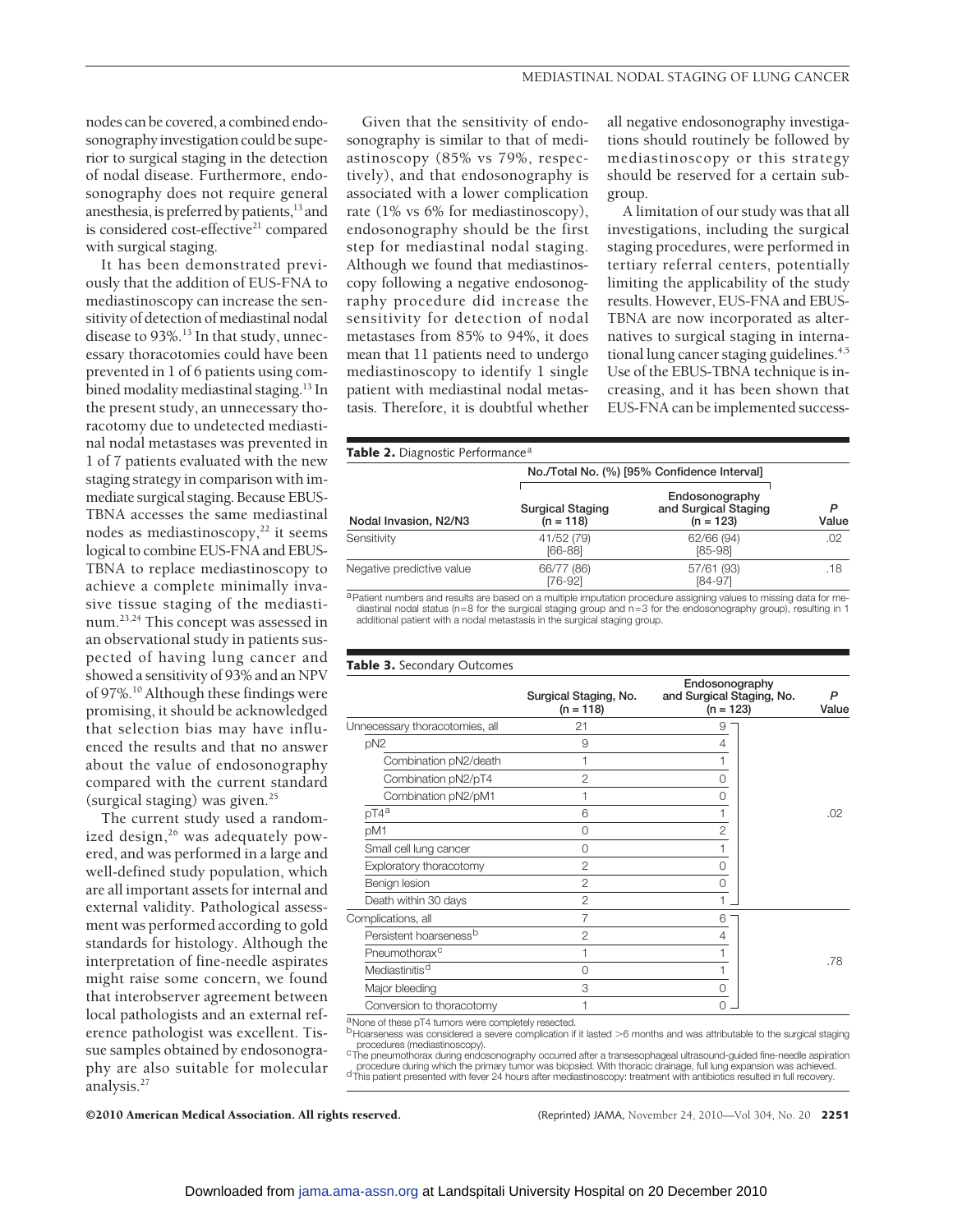nodes can be covered, a combined endosonography investigation could be superior to surgical staging in the detection of nodal disease. Furthermore, endosonography does not require general anesthesia, is preferred by patients,[13] and is considered cost-effective[21] compared with surgical staging.

It has been demonstrated previously that the addition of EUS-FNA to mediastinoscopy can increase the sensitivity of detection of mediastinal nodal disease to 93%.[13] In that study, unnecessary thoracotomies could have been prevented in 1 of 6 patients using combined modality mediastinal staging.[13] In the present study, an unnecessary thoracotomy due to undetected mediastinal nodal metastases was prevented in 1 of 7 patients evaluated with the new staging strategy in comparison with immediate surgical staging. Because EBUS-TBNA accesses the same mediastinal nodes as mediastinoscopy,[22] it seems logical to combine EUS-FNA and EBUS-TBNA to replace mediastinoscopy to achieve a complete minimally invasive tissue staging of the mediastinum.[23,24] This concept was assessed in an observational study in patients suspected of having lung cancer and showed a sensitivity of 93% and an NPV of 97%.[10] Although these findings were promising, it should be acknowledged that selection bias may have influenced the results and that no answer about the value of endosonography compared with the current standard (surgical staging) was given.[25]

The current study used a randomized design,[26] was adequately powered, and was performed in a large and well-defined study population, which are all important assets for internal and external validity. Pathological assessment was performed according to gold standards for histology. Although the interpretation of fine-needle aspirates might raise some concern, we found that interobserver agreement between local pathologists and an external reference pathologist was excellent. Tissue samples obtained by endosonography are also suitable for molecular analysis.[27]

Given that the sensitivity of endosonography is similar to that of mediastinoscopy (85% vs 79%, respectively), and that endosonography is associated with a lower complication rate (1% vs 6% for mediastinoscopy), endosonography should be the first step for mediastinal nodal staging. Although we found that mediastinoscopy following a negative endosonography procedure did increase the sensitivity for detection of nodal metastases from 85% to 94%, it does mean that 11 patients need to undergo mediastinoscopy to identify 1 single patient with mediastinal nodal metastasis. Therefore, it is doubtful whether all negative endosonography investigations should routinely be followed by mediastinoscopy or this strategy should be reserved for a certain subgroup.

A limitation of our study was that all investigations, including the surgical staging procedures, were performed in tertiary referral centers, potentially limiting the applicability of the study results. However, EUS-FNA and EBUS-TBNA are now incorporated as alternatives to surgical staging in international lung cancer staging guidelines.[4,5] Use of the EBUS-TBNA technique is increasing, and it has been shown that EUS-FNA can be implemented success-

**Table 2.** Diagnostic Performance[a]

| Nodal Invasion, N2/N3 | No./Total No. (%) [95% Confidence Interval] | | |
|---|---|---|---|
| | Surgical Staging (n = 118) | Endosonography and Surgical Staging (n = 123) | P Value |
| Sensitivity | 41/52 (79) [66-88] | 62/66 (94) [85-98] | .02 |
| Negative predictive value | 66/77 (86) [76-92] | 57/61 (93) [84-97] | .18 |

[a]Patient numbers and results are based on a multiple imputation procedure assigning values to missing data for mediastinal nodal status (n=8 for the surgical staging group and n=3 for the endosonography group), resulting in 1 additional patient with a nodal metastasis in the surgical staging group.

**Table 3.** Secondary Outcomes

| | Surgical Staging, No. (n = 118) | Endosonography and Surgical Staging, No. (n = 123) | P Value |
|---|---|---|---|
| Unnecessary thoracotomies, all | 21 | 9 | .02 |
| pN2 | 9 | 4 | |
| Combination pN2/death | 1 | 1 | |
| Combination pN2/pT4 | 2 | 0 | |
| Combination pN2/pM1 | 1 | 0 | |
| pT4[a] | 6 | 1 | |
| pM1 | 0 | 2 | |
| Small cell lung cancer | 0 | 1 | |
| Exploratory thoracotomy | 2 | 0 | |
| Benign lesion | 2 | 0 | |
| Death within 30 days | 2 | 1 | |
| Complications, all | 7 | 6 | .78 |
| Persistent hoarseness[b] | 2 | 4 | |
| Pneumothorax[c] | 1 | 1 | |
| Mediastinitis[d] | 0 | 1 | |
| Major bleeding | 3 | 0 | |
| Conversion to thoracotomy | 1 | 0 | |

[a]None of these pT4 tumors were completely resected.
[b]Hoarseness was considered a severe complication if it lasted >6 months and was attributable to the surgical staging procedures (mediastinoscopy).
[c]The pneumothorax during endosonography occurred after a transesophageal ultrasound-guided fine-needle aspiration procedure during which the primary tumor was biopsied. With thoracic drainage, full lung expansion was achieved.
[d]This patient presented with fever 24 hours after mediastinoscopy: treatment with antibiotics resulted in full recovery.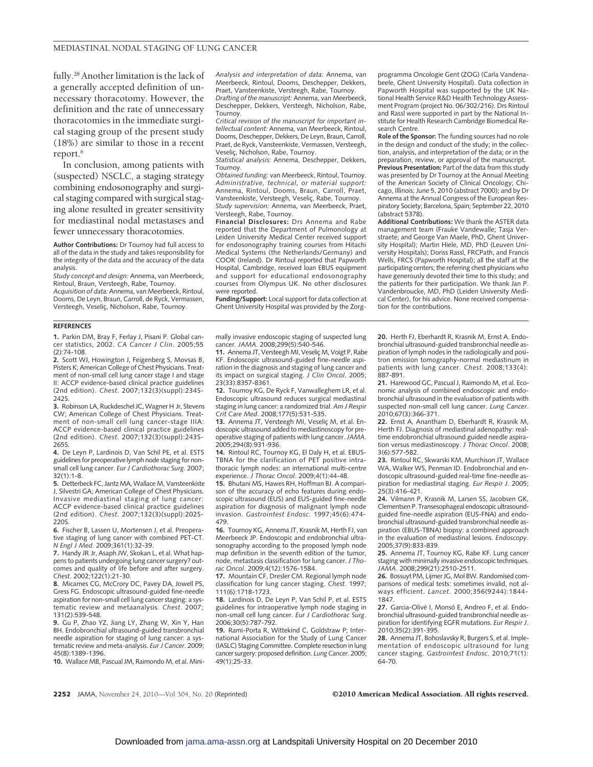fully.[28] Another limitation is the lack of a generally accepted definition of unnecessary thoracotomy. However, the definition and the rate of unnecessary thoracotomies in the immediate surgical staging group of the present study (18%) are similar to those in a recent report.[6]

In conclusion, among patients with (suspected) NSCLC, a staging strategy combining endosonography and surgical staging compared with surgical staging alone resulted in greater sensitivity for mediastinal nodal metastases and fewer unnecessary thoracotomies.

**Author Contributions:** Dr Tournoy had full access to all of the data in the study and takes responsibility for the integrity of the data and the accuracy of the data analysis.

*Study concept and design:* Annema, van Meerbeeck, Rintoul, Braun, Versteegh, Rabe, Tournoy.

*Acquisition of data:* Annema, van Meerbeeck, Rintoul, Dooms, De Leyn, Braun, Carroll, de Ryck, Vermassen, Versteegh, Veseliç, Nicholson, Rabe, Tournoy.

*Analysis and interpretation of data:* Annema, van Meerbeeck, Rintoul, Dooms, Deschepper, Dekkers, Praet, Vansteenkiste, Versteegh, Rabe, Tournoy.

*Drafting of the manuscript:* Annema, van Meerbeeck, Deschepper, Dekkers, Versteegh, Nicholson, Rabe, Tournoy.

*Critical revision of the manuscript for important intellectual content:* Annema, van Meerbeeck, Rintoul, Dooms, Deschepper, Dekkers, De Leyn, Braun, Carroll, Praet, de Ryck, Vansteenkiste, Vermassen, Versteegh, Veseliç, Nicholson, Rabe, Tournoy.

*Statistical analysis:* Annema, Deschepper, Dekkers, Tournoy.

*Obtained funding:* van Meerbeeck, Rintoul, Tournoy.

*Administrative, technical, or material support:* Annema, Rintoul, Dooms, Braun, Carroll, Praet, Vansteenkiste, Versteegh, Veseliç, Rabe, Tournoy.

*Study supervision:* Annema, van Meerbeeck, Praet, Versteegh, Rabe, Tournoy.

**Financial Disclosures:** Drs Annema and Rabe reported that the Department of Pulmonology at Leiden University Medical Center received support for endosonography training courses from Hitachi Medical Systems (the Netherlands/Germany) and COOK (Ireland). Dr Rintoul reported that Papworth Hospital, Cambridge, received loan EBUS equipment and support for educational endosonography courses from Olympus UK. No other disclosures were reported.

**Funding/Support:** Local support for data collection at Ghent University Hospital was provided by the Zorgprogramma Oncologie Gent (ZOG) (Carla Vandenabeele, Ghent University Hospital). Data collection in Papworth Hospital was supported by the UK National Health Service R&D Health Technology Assessment Program (project No. 06/302/216). Drs Rintoul and Rassl were supported in part by the National Institute for Health Research Cambridge Biomedical Research Centre.

**Role of the Sponsor:** The funding sources had no role in the design and conduct of the study; in the collection, analysis, and interpretation of the data; or in the preparation, review, or approval of the manuscript.

**Previous Presentation:** Part of the data from this study was presented by Dr Tournoy at the Annual Meeting of the American Society of Clinical Oncology; Chicago, Illinois; June 5, 2010 (abstract 7000); and by Dr Annema at the Annual Congress of the European Respiratory Society; Barcelona, Spain; September 22, 2010 (abstract 5378).

**Additional Contributions:** We thank the ASTER data management team (Frauke Vandewalle; Tasja Verstraete; and George Van Maele, PhD, Ghent University Hospital); Martin Hiele, MD, PhD (Leuven University Hospitals); Doriss Rassl, FRCPath, and Francis Wells, FRCS (Papworth Hospital); all the staff at the participating centers; the referring chest physicians who have generously devoted their time to this study; and the patients for their participation. We thank Jan P. Vandenbroucke, MD, PhD (Leiden University Medical Center), for his advice. None received compensation for the contributions.

## REFERENCES

1. Parkin DM, Bray F, Ferlay J, Pisani P. Global cancer statistics, 2002. *CA Cancer J Clin*. 2005;55(2):74-108.
2. Scott WJ, Howington J, Feigenberg S, Movsas B, Pisters K; American College of Chest Physicians. Treatment of non-small cell lung cancer stage I and stage II: ACCP evidence-based clinical practice guidelines (2nd edition). *Chest*. 2007;132(3)(suppl):234S-242S.
3. Robinson LA, Ruckdeschel JC, Wagner H Jr, Stevens CW; American College of Chest Physicians. Treatment of non-small cell lung cancer-stage IIIA: ACCP evidence-based clinical practice guidelines (2nd edition). *Chest*. 2007;132(3)(suppl):243S-265S.
4. De Leyn P, Lardinois D, Van Schil PE, et al. ESTS guidelines for preoperative lymph node staging for non-small cell lung cancer. *Eur J Cardiothorac Surg*. 2007;32(1):1-8.
5. Detterbeck FC, Jantz MA, Wallace M, Vansteenkiste J, Silvestri GA; American College of Chest Physicians. Invasive mediastinal staging of lung cancer: ACCP evidence-based clinical practice guidelines (2nd edition). *Chest*. 2007;132(3)(suppl):202S-220S.
6. Fischer B, Lassen U, Mortensen J, et al. Preoperative staging of lung cancer with combined PET-CT. *N Engl J Med*. 2009;361(1):32-39.
7. Handy JR Jr, Asaph JW, Skokan L, et al. What happens to patients undergoing lung cancer surgery? outcomes and quality of life before and after surgery. *Chest*. 2002;122(1):21-30.
8. Micames CG, McCrory DC, Pavey DA, Jowell PS, Gress FG. Endoscopic ultrasound-guided fine-needle aspiration for non-small cell lung cancer staging: a systematic review and metaanalysis. *Chest*. 2007;131(2):539-548.
9. Gu P, Zhao YZ, Jiang LY, Zhang W, Xin Y, Han BH. Endobronchial ultrasound-guided transbronchial needle aspiration for staging of lung cancer: a systematic review and meta-analysis. *Eur J Cancer*. 2009;45(8):1389-1396.
10. Wallace MB, Pascual JM, Raimondo M, et al. Minimally invasive endoscopic staging of suspected lung cancer. *JAMA*. 2008;299(5):540-546.
11. Annema JT, Versteegh MI, Veseliç M, Voigt P, Rabe KF. Endoscopic ultrasound-guided fine-needle aspiration in the diagnosis and staging of lung cancer and its impact on surgical staging. *J Clin Oncol*. 2005;23(33):8357-8361.
12. Tournoy KG, De Ryck F, Vanwalleghem LR, et al. Endoscopic ultrasound reduces surgical mediastinal staging in lung cancer: a randomized trial. *Am J Respir Crit Care Med*. 2008;177(5):531-535.
13. Annema JT, Versteegh MI, Veseliç M, et al. Endoscopic ultrasound added to mediastinoscopy for preoperative staging of patients with lung cancer. *JAMA*. 2005;294(8):931-936.
14. Rintoul RC, Tournoy KG, El Daly H, et al. EBUS-TBNA for the clarification of PET positive intrathoracic lymph nodes: an international multi-centre experience. *J Thorac Oncol*. 2009;4(1):44-48.
15. Bhutani MS, Hawes RH, Hoffman BJ. A comparison of the accuracy of echo features during endoscopic ultrasound (EUS) and EUS-guided fine-needle aspiration for diagnosis of malignant lymph node invasion. *Gastrointest Endosc*. 1997;45(6):474-479.
16. Tournoy KG, Annema JT, Krasnik M, Herth FJ, van Meerbeeck JP. Endoscopic and endobronchial ultrasonography according to the proposed lymph node map definition in the seventh edition of the tumor, node, metastasis classification for lung cancer. *J Thorac Oncol*. 2009;4(12):1576-1584.
17. Mountain CF, Dresler CM. Regional lymph node classification for lung cancer staging. *Chest*. 1997;111(6):1718-1723.
18. Lardinois D, De Leyn P, Van Schil P, et al. ESTS guidelines for intraoperative lymph node staging in non-small cell lung cancer. *Eur J Cardiothorac Surg*. 2006;30(5):787-792.
19. Rami-Porta R, Wittekind C, Goldstraw P; International Association for the Study of Lung Cancer (IASLC) Staging Committee. Complete resection in lung cancer surgery: proposed definition. *Lung Cancer*. 2005;49(1):25-33.
20. Herth FJ, Eberhardt R, Krasnik M, Ernst A. Endobronchial ultrasound-guided transbronchial needle aspiration of lymph nodes in the radiologically and positron emission tomography-normal mediastinum in patients with lung cancer. *Chest*. 2008;133(4):887-891.
21. Harewood GC, Pascual J, Raimondo M, et al. Economic analysis of combined endoscopic and endobronchial ultrasound in the evaluation of patients with suspected non-small cell lung cancer. *Lung Cancer*. 2010;67(3):366-371.
22. Ernst A, Anantham D, Eberhardt R, Krasnik M, Herth FJ. Diagnosis of mediastinal adenopathy: real-time endobronchial ultrasound guided needle aspiration versus mediastinoscopy. *J Thorac Oncol*. 2008;3(6):577-582.
23. Rintoul RC, Skwarski KM, Murchison JT, Wallace WA, Walker WS, Penman ID. Endobronchial and endoscopic ultrasound-guided real-time fine-needle aspiration for mediastinal staging. *Eur Respir J*. 2005;25(3):416-421.
24. Vilmann P, Krasnik M, Larsen SS, Jacobsen GK, Clementsen P. Transesophageal endoscopic ultrasound-guided fine-needle aspiration (EUS-FNA) and endobronchial ultrasound-guided transbronchial needle aspiration (EBUS-TBNA) biopsy: a combined approach in the evaluation of mediastinal lesions. *Endoscopy*. 2005;37(9):833-839.
25. Annema JT, Tournoy KG, Rabe KF. Lung cancer staging with minimally invasive endoscopic techniques. *JAMA*. 2008;299(21):2510-2511.
26. Bossuyt PM, Lijmer JG, Mol BW. Randomised comparisons of medical tests: sometimes invalid, not always efficient. *Lancet*. 2000;356(9244):1844-1847.
27. Garcia-Olivé I, Monsó E, Andreo F, et al. Endobronchial ultrasound-guided transbronchial needle aspiration for identifying EGFR mutations. *Eur Respir J*. 2010;35(2):391-395.
28. Annema JT, Bohoslavsky R, Burgers S, et al. Implementation of endoscopic ultrasound for lung cancer staging. *Gastrointest Endosc*. 2010;71(1):64-70.